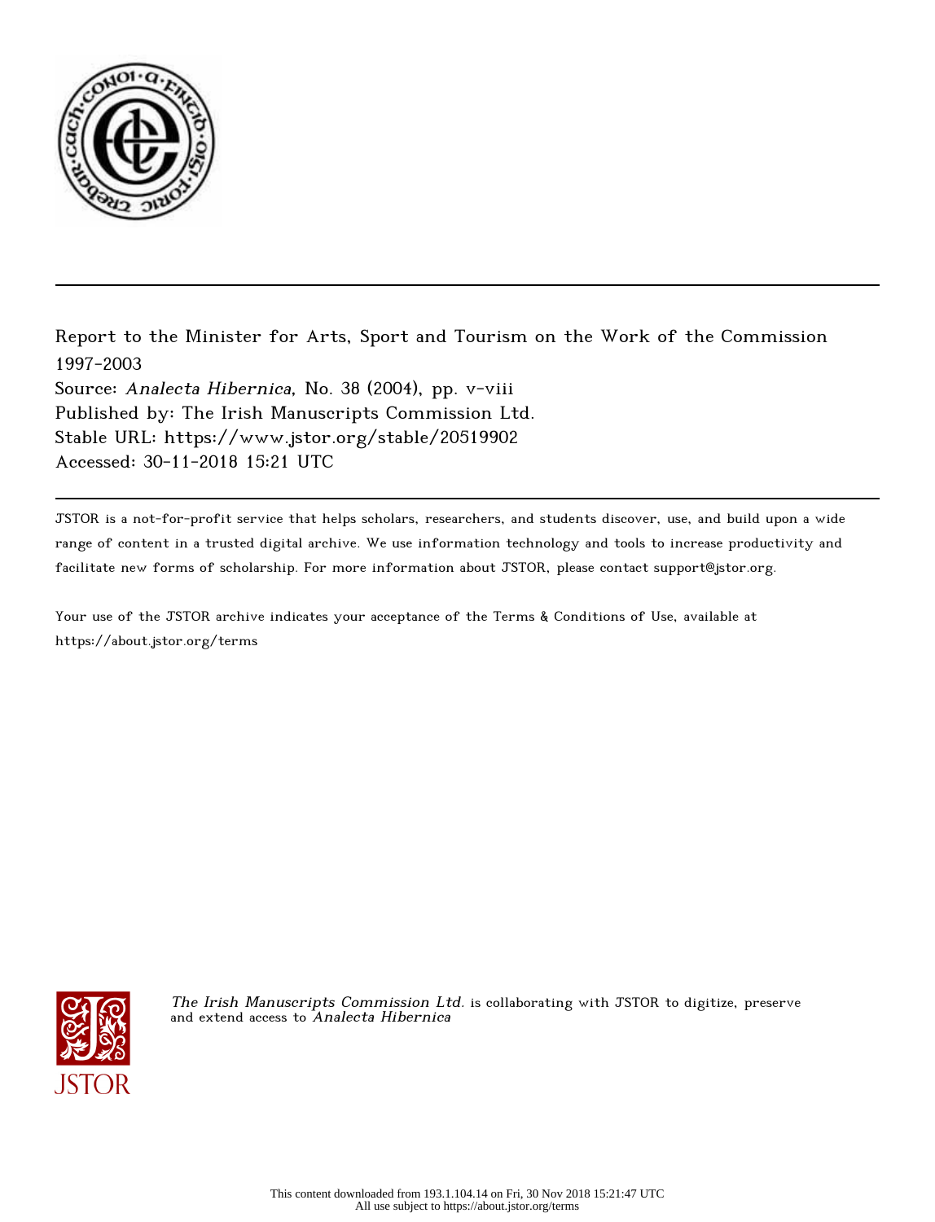Report to the Minister for Arts, Sport and Tourism on the Work of the Commission 1997-2003

Source: *Analecta Hibernica*, No. 38 (2004), pp. v-viii

Published by: The Irish Manuscripts Commission Ltd.

Stable URL: https://www.jstor.org/stable/20519902

Accessed: 30-11-2018 15:21 UTC

JSTOR is a not-for-profit service that helps scholars, researchers, and students discover, use, and build upon a wide range of content in a trusted digital archive. We use information technology and tools to increase productivity and facilitate new forms of scholarship. For more information about JSTOR, please contact support@jstor.org.

Your use of the JSTOR archive indicates your acceptance of the Terms & Conditions of Use, available at https://about.jstor.org/terms

*The Irish Manuscripts Commission Ltd.* is collaborating with JSTOR to digitize, preserve and extend access to *Analecta Hibernica*

This content downloaded from 193.1.104.14 on Fri, 30 Nov 2018 15:21:47 UTC
All use subject to https://about.jstor.org/terms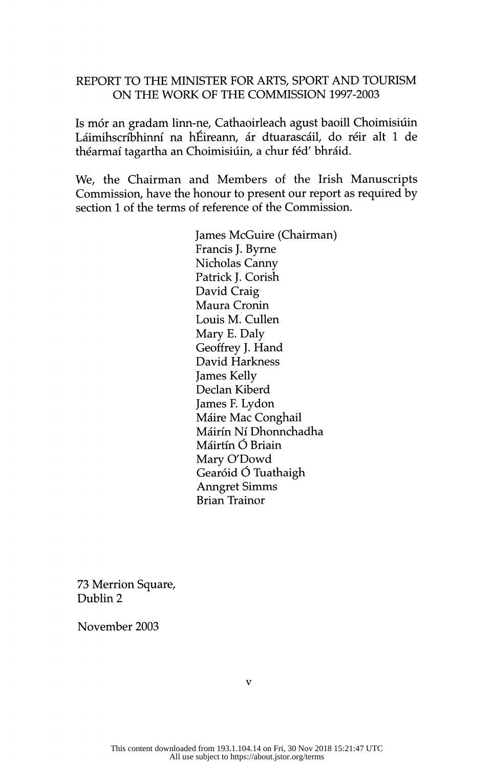REPORT TO THE MINISTER FOR ARTS, SPORT AND TOURISM
ON THE WORK OF THE COMMISSION 1997-2003

Is mór an gradam linn-ne, Cathaoirleach agust baoill Choimisiúin Láimihscríbhinní na hÉireann, ár dtuarascáil, do réir alt 1 de théarmaí tagartha an Choimisiúin, a chur féd' bhráid.

We, the Chairman and Members of the Irish Manuscripts Commission, have the honour to present our report as required by section 1 of the terms of reference of the Commission.

James McGuire (Chairman)
Francis J. Byrne
Nicholas Canny
Patrick J. Corish
David Craig
Maura Cronin
Louis M. Cullen
Mary E. Daly
Geoffrey J. Hand
David Harkness
James Kelly
Declan Kiberd
James F. Lydon
Máire Mac Conghail
Máirín Ní Dhonnchadha
Máirtín Ó Briain
Mary O'Dowd
Gearóid Ó Tuathaigh
Anngret Simms
Brian Trainor

73 Merrion Square,
Dublin 2

November 2003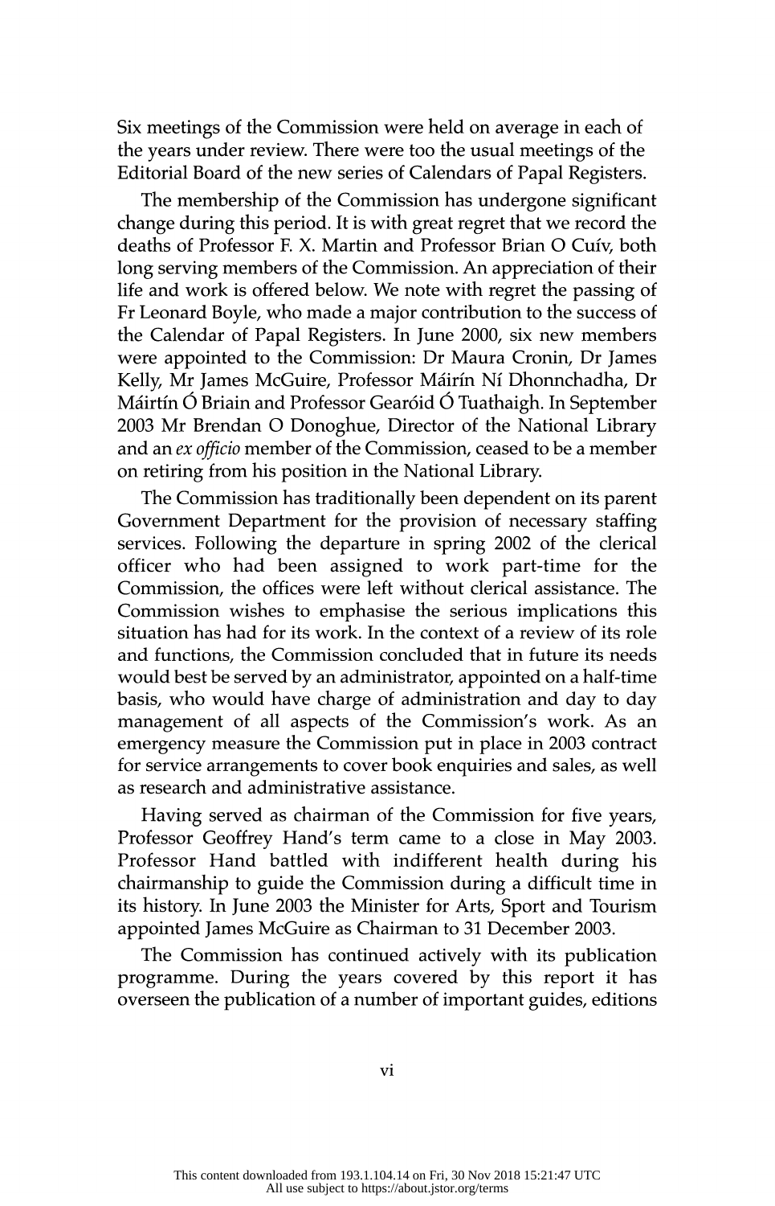Six meetings of the Commission were held on average in each of the years under review. There were too the usual meetings of the Editorial Board of the new series of Calendars of Papal Registers.

The membership of the Commission has undergone significant change during this period. It is with great regret that we record the deaths of Professor F. X. Martin and Professor Brian O Cuív, both long serving members of the Commission. An appreciation of their life and work is offered below. We note with regret the passing of Fr Leonard Boyle, who made a major contribution to the success of the Calendar of Papal Registers. In June 2000, six new members were appointed to the Commission: Dr Maura Cronin, Dr James Kelly, Mr James McGuire, Professor Máirín Ní Dhonnchadha, Dr Máirtín Ó Briain and Professor Gearóid Ó Tuathaigh. In September 2003 Mr Brendan O Donoghue, Director of the National Library and an *ex officio* member of the Commission, ceased to be a member on retiring from his position in the National Library.

The Commission has traditionally been dependent on its parent Government Department for the provision of necessary staffing services. Following the departure in spring 2002 of the clerical officer who had been assigned to work part-time for the Commission, the offices were left without clerical assistance. The Commission wishes to emphasise the serious implications this situation has had for its work. In the context of a review of its role and functions, the Commission concluded that in future its needs would best be served by an administrator, appointed on a half-time basis, who would have charge of administration and day to day management of all aspects of the Commission's work. As an emergency measure the Commission put in place in 2003 contract for service arrangements to cover book enquiries and sales, as well as research and administrative assistance.

Having served as chairman of the Commission for five years, Professor Geoffrey Hand's term came to a close in May 2003. Professor Hand battled with indifferent health during his chairmanship to guide the Commission during a difficult time in its history. In June 2003 the Minister for Arts, Sport and Tourism appointed James McGuire as Chairman to 31 December 2003.

The Commission has continued actively with its publication programme. During the years covered by this report it has overseen the publication of a number of important guides, editions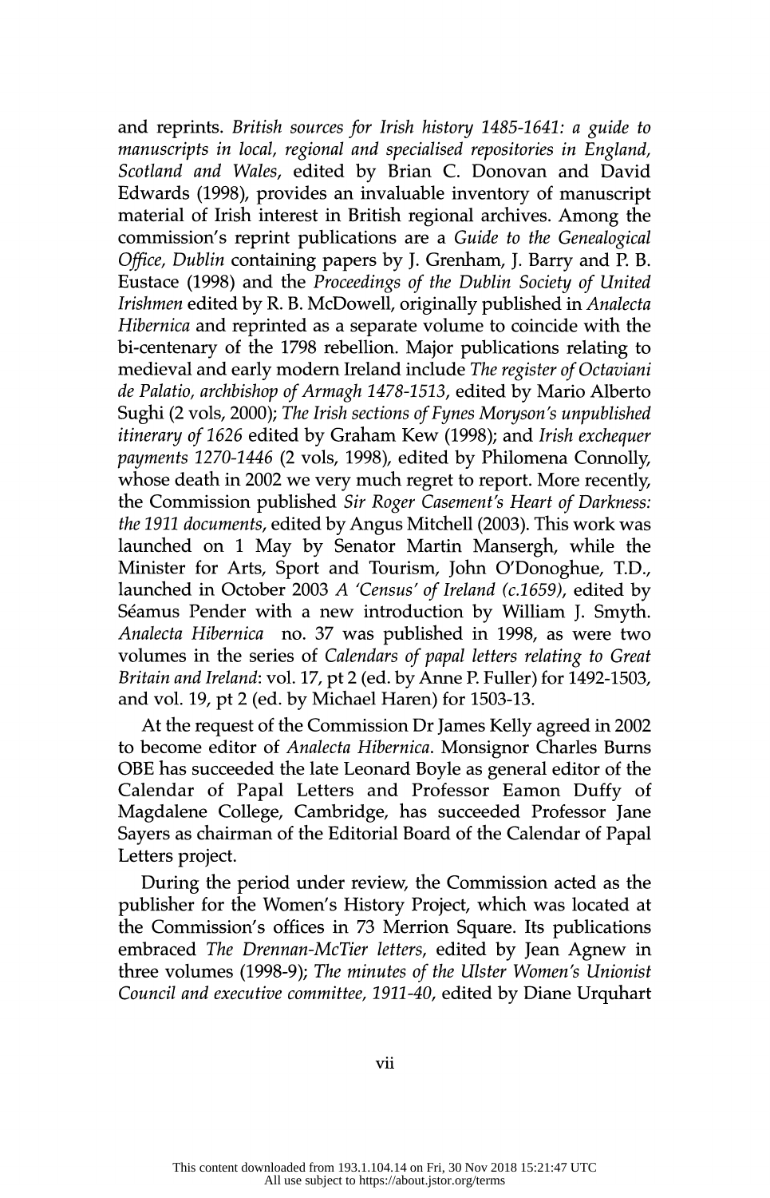and reprints. *British sources for Irish history 1485-1641: a guide to manuscripts in local, regional and specialised repositories in England, Scotland and Wales*, edited by Brian C. Donovan and David Edwards (1998), provides an invaluable inventory of manuscript material of Irish interest in British regional archives. Among the commission's reprint publications are a *Guide to the Genealogical Office, Dublin* containing papers by J. Grenham, J. Barry and P. B. Eustace (1998) and the *Proceedings of the Dublin Society of United Irishmen* edited by R. B. McDowell, originally published in *Analecta Hibernica* and reprinted as a separate volume to coincide with the bi-centenary of the 1798 rebellion. Major publications relating to medieval and early modern Ireland include *The register of Octaviani de Palatio, archbishop of Armagh 1478-1513*, edited by Mario Alberto Sughi (2 vols, 2000); *The Irish sections of Fynes Moryson's unpublished itinerary of 1626* edited by Graham Kew (1998); and *Irish exchequer payments 1270-1446* (2 vols, 1998), edited by Philomena Connolly, whose death in 2002 we very much regret to report. More recently, the Commission published *Sir Roger Casement's Heart of Darkness: the 1911 documents*, edited by Angus Mitchell (2003). This work was launched on 1 May by Senator Martin Mansergh, while the Minister for Arts, Sport and Tourism, John O'Donoghue, T.D., launched in October 2003 *A 'Census' of Ireland (c.1659)*, edited by Séamus Pender with a new introduction by William J. Smyth. *Analecta Hibernica* no. 37 was published in 1998, as were two volumes in the series of *Calendars of papal letters relating to Great Britain and Ireland*: vol. 17, pt 2 (ed. by Anne P. Fuller) for 1492-1503, and vol. 19, pt 2 (ed. by Michael Haren) for 1503-13.

At the request of the Commission Dr James Kelly agreed in 2002 to become editor of *Analecta Hibernica*. Monsignor Charles Burns OBE has succeeded the late Leonard Boyle as general editor of the Calendar of Papal Letters and Professor Eamon Duffy of Magdalene College, Cambridge, has succeeded Professor Jane Sayers as chairman of the Editorial Board of the Calendar of Papal Letters project.

During the period under review, the Commission acted as the publisher for the Women's History Project, which was located at the Commission's offices in 73 Merrion Square. Its publications embraced *The Drennan-McTier letters*, edited by Jean Agnew in three volumes (1998-9); *The minutes of the Ulster Women's Unionist Council and executive committee, 1911-40*, edited by Diane Urquhart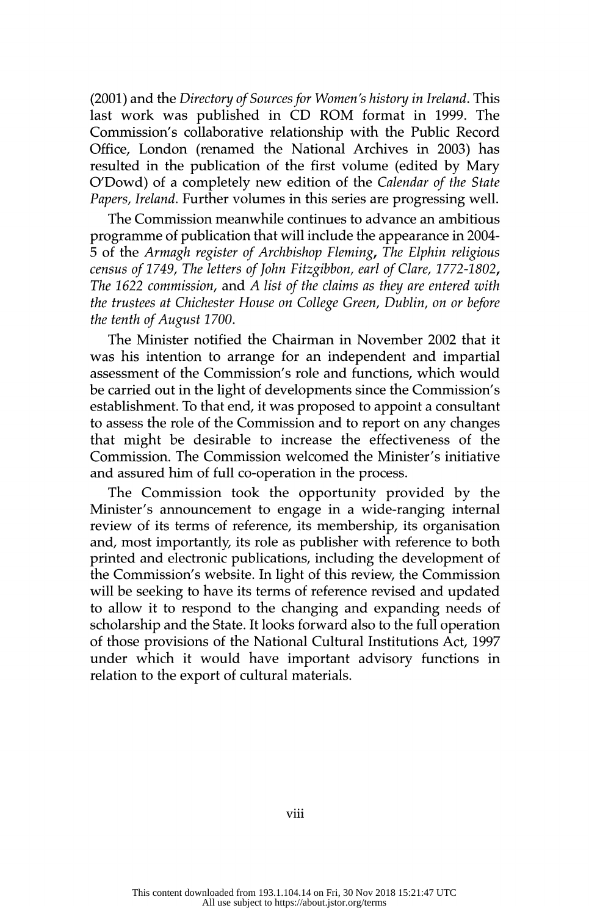(2001) and the *Directory of Sources for Women's history in Ireland*. This last work was published in CD ROM format in 1999. The Commission's collaborative relationship with the Public Record Office, London (renamed the National Archives in 2003) has resulted in the publication of the first volume (edited by Mary O'Dowd) of a completely new edition of the *Calendar of the State Papers, Ireland*. Further volumes in this series are progressing well.

The Commission meanwhile continues to advance an ambitious programme of publication that will include the appearance in 2004-5 of the *Armagh register of Archbishop Fleming*, *The Elphin religious census of 1749*, *The letters of John Fitzgibbon, earl of Clare, 1772-1802*, *The 1622 commission*, and *A list of the claims as they are entered with the trustees at Chichester House on College Green, Dublin, on or before the tenth of August 1700*.

The Minister notified the Chairman in November 2002 that it was his intention to arrange for an independent and impartial assessment of the Commission's role and functions, which would be carried out in the light of developments since the Commission's establishment. To that end, it was proposed to appoint a consultant to assess the role of the Commission and to report on any changes that might be desirable to increase the effectiveness of the Commission. The Commission welcomed the Minister's initiative and assured him of full co-operation in the process.

The Commission took the opportunity provided by the Minister's announcement to engage in a wide-ranging internal review of its terms of reference, its membership, its organisation and, most importantly, its role as publisher with reference to both printed and electronic publications, including the development of the Commission's website. In light of this review, the Commission will be seeking to have its terms of reference revised and updated to allow it to respond to the changing and expanding needs of scholarship and the State. It looks forward also to the full operation of those provisions of the National Cultural Institutions Act, 1997 under which it would have important advisory functions in relation to the export of cultural materials.